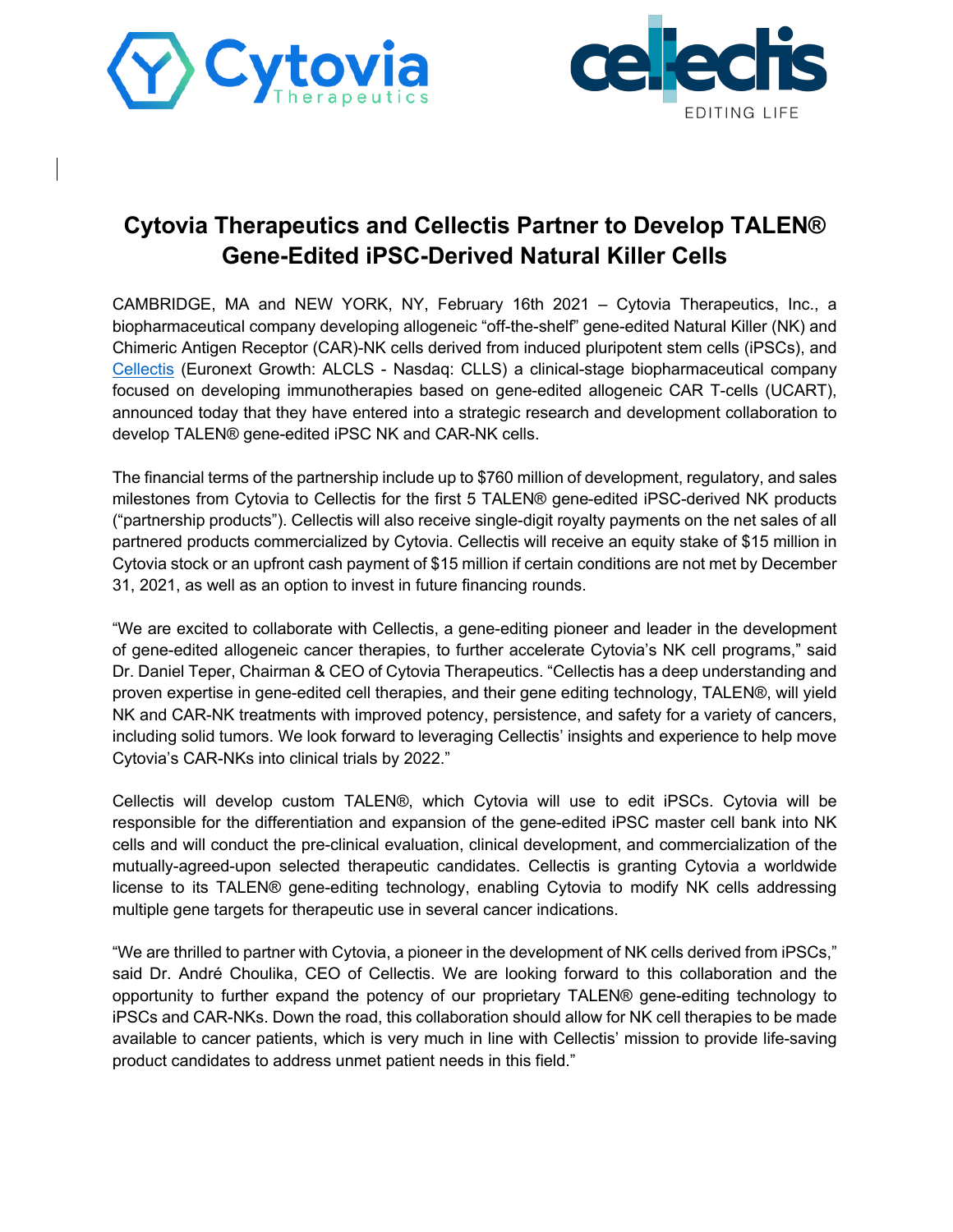# Cytovia Therapeutics and Cellectis Partner to Develop TALEN® Gene-Edited iPSC-Derived Natural Killer Cells

CAMBRIDGE, MA and NEW YORK, NY, February 16th 2021 – Cytovia Therapeutics, Inc., a biopharmaceutical company developing allogeneic "off-the-shelf" gene-edited Natural Killer (NK) and Chimeric Antigen Receptor (CAR)-NK cells derived from induced pluripotent stem cells (iPSCs), and Cellectis (Euronext Growth: ALCLS - Nasdaq: CLLS) a clinical-stage biopharmaceutical company focused on developing immunotherapies based on gene-edited allogeneic CAR T-cells (UCART), announced today that they have entered into a strategic research and development collaboration to develop TALEN® gene-edited iPSC NK and CAR-NK cells.

The financial terms of the partnership include up to $760 million of development, regulatory, and sales milestones from Cytovia to Cellectis for the first 5 TALEN® gene-edited iPSC-derived NK products ("partnership products"). Cellectis will also receive single-digit royalty payments on the net sales of all partnered products commercialized by Cytovia. Cellectis will receive an equity stake of $15 million in Cytovia stock or an upfront cash payment of $15 million if certain conditions are not met by December 31, 2021, as well as an option to invest in future financing rounds.

"We are excited to collaborate with Cellectis, a gene-editing pioneer and leader in the development of gene-edited allogeneic cancer therapies, to further accelerate Cytovia's NK cell programs," said Dr. Daniel Teper, Chairman & CEO of Cytovia Therapeutics. "Cellectis has a deep understanding and proven expertise in gene-edited cell therapies, and their gene editing technology, TALEN®, will yield NK and CAR-NK treatments with improved potency, persistence, and safety for a variety of cancers, including solid tumors. We look forward to leveraging Cellectis' insights and experience to help move Cytovia's CAR-NKs into clinical trials by 2022."

Cellectis will develop custom TALEN®, which Cytovia will use to edit iPSCs. Cytovia will be responsible for the differentiation and expansion of the gene-edited iPSC master cell bank into NK cells and will conduct the pre-clinical evaluation, clinical development, and commercialization of the mutually-agreed-upon selected therapeutic candidates. Cellectis is granting Cytovia a worldwide license to its TALEN® gene-editing technology, enabling Cytovia to modify NK cells addressing multiple gene targets for therapeutic use in several cancer indications.

"We are thrilled to partner with Cytovia, a pioneer in the development of NK cells derived from iPSCs," said Dr. André Choulika, CEO of Cellectis. We are looking forward to this collaboration and the opportunity to further expand the potency of our proprietary TALEN® gene-editing technology to iPSCs and CAR-NKs. Down the road, this collaboration should allow for NK cell therapies to be made available to cancer patients, which is very much in line with Cellectis' mission to provide life-saving product candidates to address unmet patient needs in this field."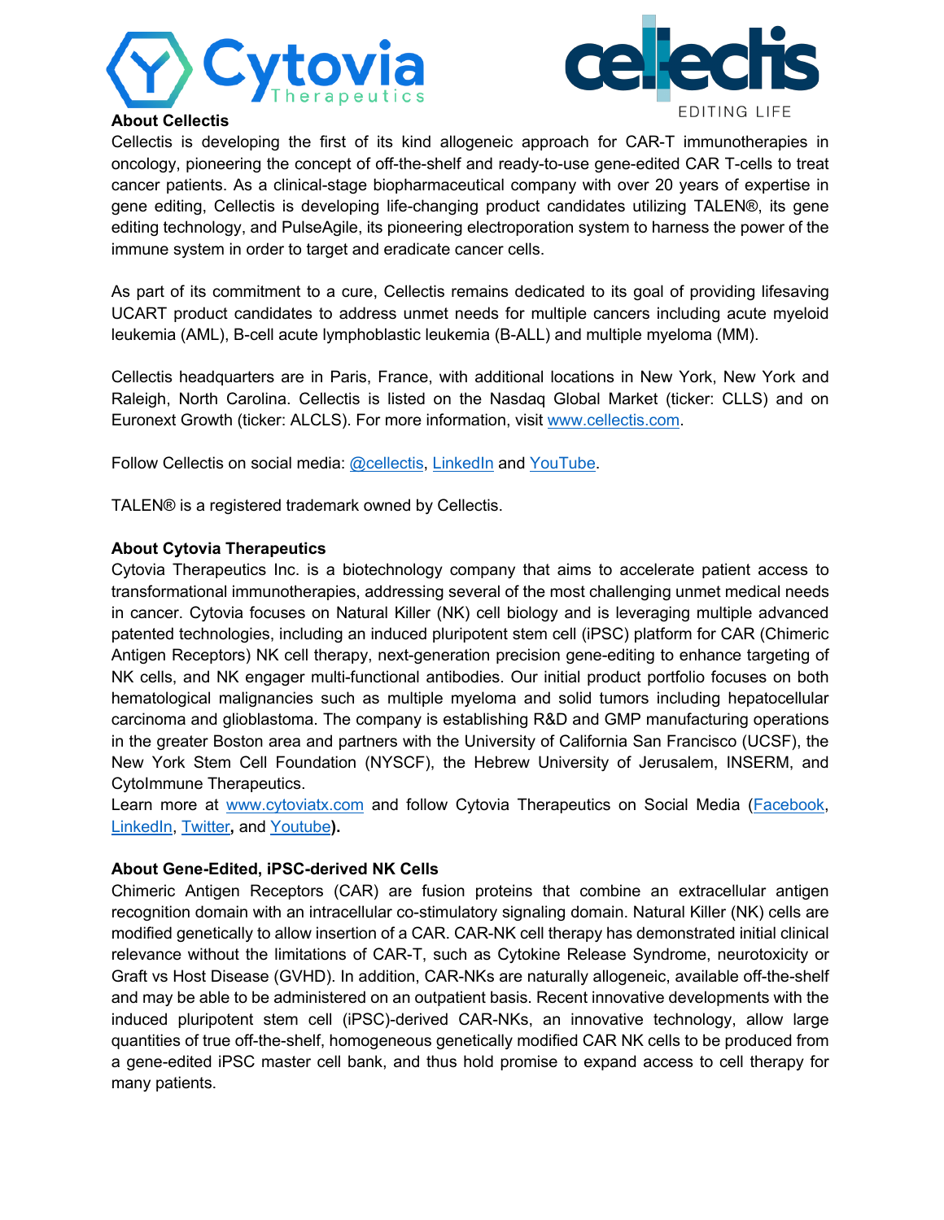**About Cellectis**

Cellectis is developing the first of its kind allogeneic approach for CAR-T immunotherapies in oncology, pioneering the concept of off-the-shelf and ready-to-use gene-edited CAR T-cells to treat cancer patients. As a clinical-stage biopharmaceutical company with over 20 years of expertise in gene editing, Cellectis is developing life-changing product candidates utilizing TALEN®, its gene editing technology, and PulseAgile, its pioneering electroporation system to harness the power of the immune system in order to target and eradicate cancer cells.

As part of its commitment to a cure, Cellectis remains dedicated to its goal of providing lifesaving UCART product candidates to address unmet needs for multiple cancers including acute myeloid leukemia (AML), B-cell acute lymphoblastic leukemia (B-ALL) and multiple myeloma (MM).

Cellectis headquarters are in Paris, France, with additional locations in New York, New York and Raleigh, North Carolina. Cellectis is listed on the Nasdaq Global Market (ticker: CLLS) and on Euronext Growth (ticker: ALCLS). For more information, visit www.cellectis.com.

Follow Cellectis on social media: @cellectis, LinkedIn and YouTube.

TALEN® is a registered trademark owned by Cellectis.

**About Cytovia Therapeutics**

Cytovia Therapeutics Inc. is a biotechnology company that aims to accelerate patient access to transformational immunotherapies, addressing several of the most challenging unmet medical needs in cancer. Cytovia focuses on Natural Killer (NK) cell biology and is leveraging multiple advanced patented technologies, including an induced pluripotent stem cell (iPSC) platform for CAR (Chimeric Antigen Receptors) NK cell therapy, next-generation precision gene-editing to enhance targeting of NK cells, and NK engager multi-functional antibodies. Our initial product portfolio focuses on both hematological malignancies such as multiple myeloma and solid tumors including hepatocellular carcinoma and glioblastoma. The company is establishing R&D and GMP manufacturing operations in the greater Boston area and partners with the University of California San Francisco (UCSF), the New York Stem Cell Foundation (NYSCF), the Hebrew University of Jerusalem, INSERM, and CytoImmune Therapeutics.

Learn more at www.cytoviatx.com and follow Cytovia Therapeutics on Social Media (Facebook, LinkedIn, Twitter**,** and Youtube**).**

**About Gene-Edited, iPSC-derived NK Cells**

Chimeric Antigen Receptors (CAR) are fusion proteins that combine an extracellular antigen recognition domain with an intracellular co-stimulatory signaling domain. Natural Killer (NK) cells are modified genetically to allow insertion of a CAR. CAR-NK cell therapy has demonstrated initial clinical relevance without the limitations of CAR-T, such as Cytokine Release Syndrome, neurotoxicity or Graft vs Host Disease (GVHD). In addition, CAR-NKs are naturally allogeneic, available off-the-shelf and may be able to be administered on an outpatient basis. Recent innovative developments with the induced pluripotent stem cell (iPSC)-derived CAR-NKs, an innovative technology, allow large quantities of true off-the-shelf, homogeneous genetically modified CAR NK cells to be produced from a gene-edited iPSC master cell bank, and thus hold promise to expand access to cell therapy for many patients.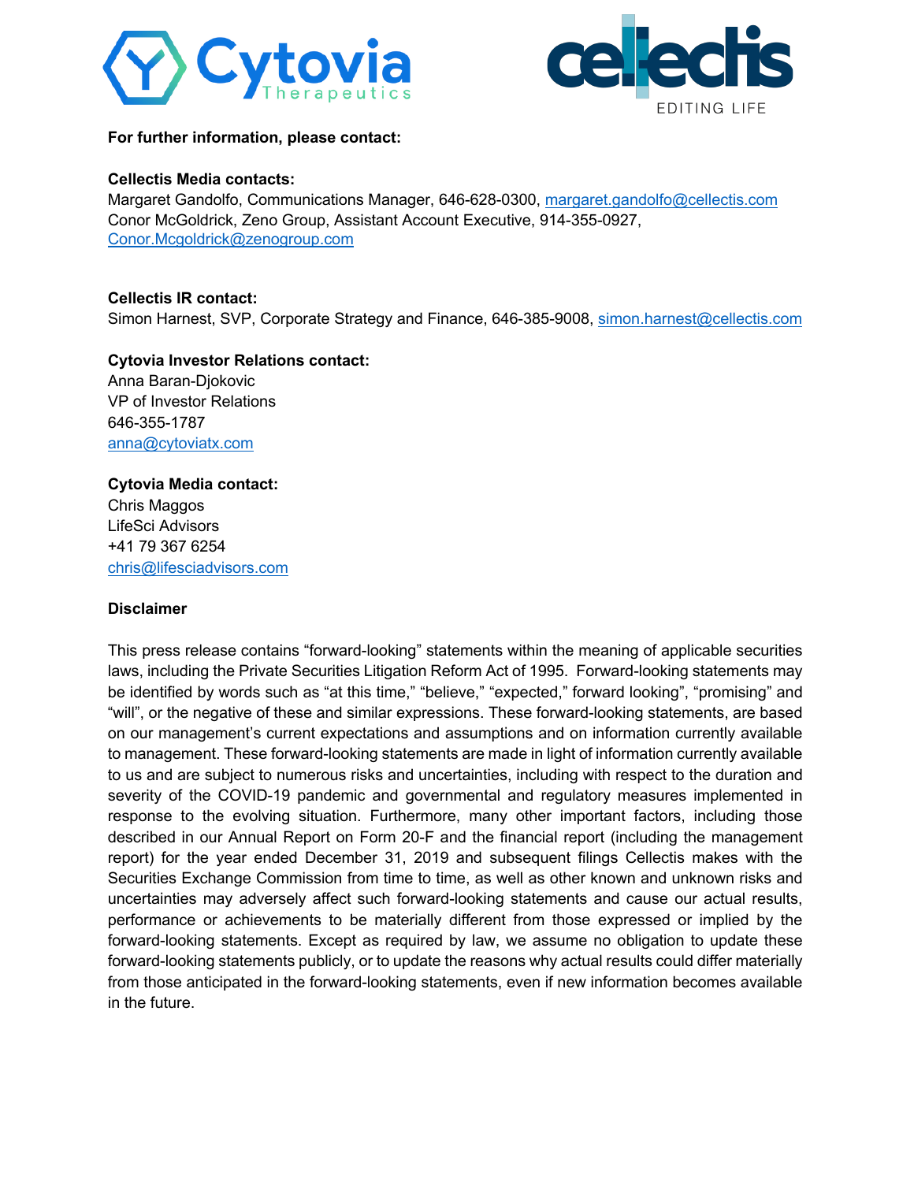**For further information, please contact:**

**Cellectis Media contacts:**
Margaret Gandolfo, Communications Manager, 646-628-0300, margaret.gandolfo@cellectis.com
Conor McGoldrick, Zeno Group, Assistant Account Executive, 914-355-0927, Conor.Mcgoldrick@zenogroup.com

**Cellectis IR contact:**
Simon Harnest, SVP, Corporate Strategy and Finance, 646-385-9008, simon.harnest@cellectis.com

**Cytovia Investor Relations contact:**
Anna Baran-Djokovic
VP of Investor Relations
646-355-1787
anna@cytoviatx.com

**Cytovia Media contact:**
Chris Maggos
LifeSci Advisors
+41 79 367 6254
chris@lifesciadvisors.com

**Disclaimer**

This press release contains "forward-looking" statements within the meaning of applicable securities laws, including the Private Securities Litigation Reform Act of 1995. Forward-looking statements may be identified by words such as "at this time," "believe," "expected," forward looking", "promising" and "will", or the negative of these and similar expressions. These forward-looking statements, are based on our management's current expectations and assumptions and on information currently available to management. These forward-looking statements are made in light of information currently available to us and are subject to numerous risks and uncertainties, including with respect to the duration and severity of the COVID-19 pandemic and governmental and regulatory measures implemented in response to the evolving situation. Furthermore, many other important factors, including those described in our Annual Report on Form 20-F and the financial report (including the management report) for the year ended December 31, 2019 and subsequent filings Cellectis makes with the Securities Exchange Commission from time to time, as well as other known and unknown risks and uncertainties may adversely affect such forward-looking statements and cause our actual results, performance or achievements to be materially different from those expressed or implied by the forward-looking statements. Except as required by law, we assume no obligation to update these forward-looking statements publicly, or to update the reasons why actual results could differ materially from those anticipated in the forward-looking statements, even if new information becomes available in the future.